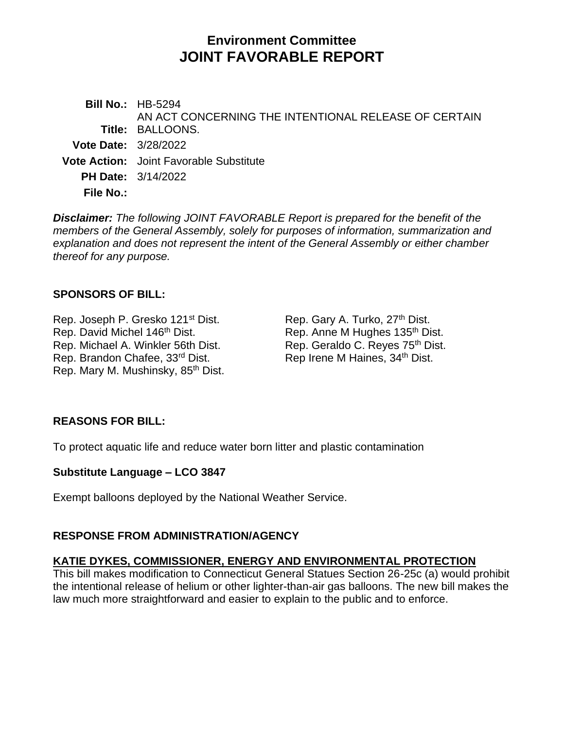# Environment Committee
# JOINT FAVORABLE REPORT

**Bill No.:** HB-5294

**Title:** AN ACT CONCERNING THE INTENTIONAL RELEASE OF CERTAIN BALLOONS.

**Vote Date:** 3/28/2022

**Vote Action:** Joint Favorable Substitute

**PH Date:** 3/14/2022

**File No.:**

***Disclaimer:*** *The following JOINT FAVORABLE Report is prepared for the benefit of the members of the General Assembly, solely for purposes of information, summarization and explanation and does not represent the intent of the General Assembly or either chamber thereof for any purpose.*

## SPONSORS OF BILL:

Rep. Joseph P. Gresko 121st Dist.
Rep. David Michel 146th Dist.
Rep. Michael A. Winkler 56th Dist.
Rep. Brandon Chafee, 33rd Dist.
Rep. Mary M. Mushinsky, 85th Dist.
Rep. Gary A. Turko, 27th Dist.
Rep. Anne M Hughes 135th Dist.
Rep. Geraldo C. Reyes 75th Dist.
Rep Irene M Haines, 34th Dist.

## REASONS FOR BILL:

To protect aquatic life and reduce water born litter and plastic contamination

### Substitute Language – LCO 3847

Exempt balloons deployed by the National Weather Service.

## RESPONSE FROM ADMINISTRATION/AGENCY

**KATIE DYKES, COMMISSIONER, ENERGY AND ENVIRONMENTAL PROTECTION**

This bill makes modification to Connecticut General Statues Section 26-25c (a) would prohibit the intentional release of helium or other lighter-than-air gas balloons. The new bill makes the law much more straightforward and easier to explain to the public and to enforce.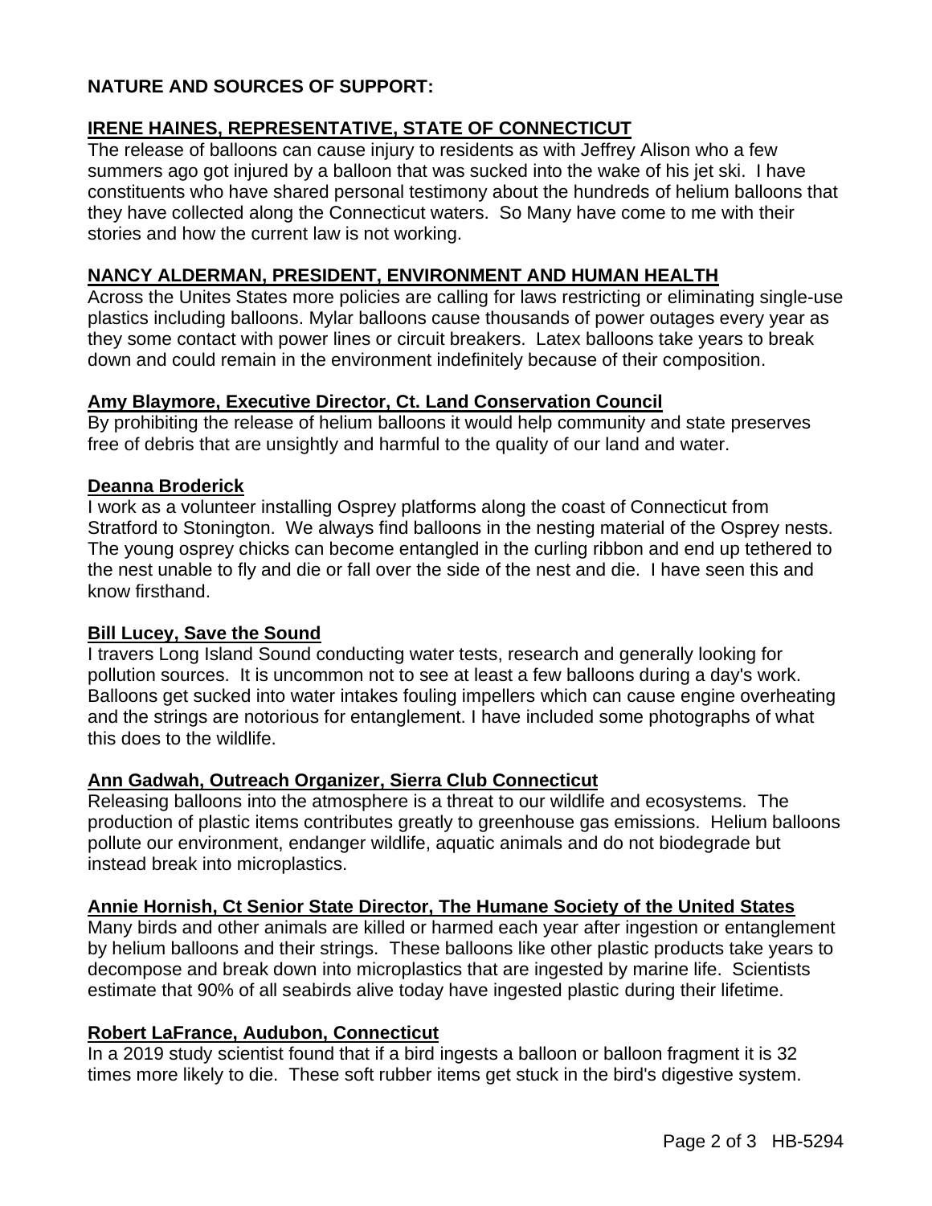**NATURE AND SOURCES OF SUPPORT:**

**IRENE HAINES, REPRESENTATIVE, STATE OF CONNECTICUT**

The release of balloons can cause injury to residents as with Jeffrey Alison who a few summers ago got injured by a balloon that was sucked into the wake of his jet ski. I have constituents who have shared personal testimony about the hundreds of helium balloons that they have collected along the Connecticut waters. So Many have come to me with their stories and how the current law is not working.

**NANCY ALDERMAN, PRESIDENT, ENVIRONMENT AND HUMAN HEALTH**

Across the Unites States more policies are calling for laws restricting or eliminating single-use plastics including balloons. Mylar balloons cause thousands of power outages every year as they some contact with power lines or circuit breakers. Latex balloons take years to break down and could remain in the environment indefinitely because of their composition.

**Amy Blaymore, Executive Director, Ct. Land Conservation Council**

By prohibiting the release of helium balloons it would help community and state preserves free of debris that are unsightly and harmful to the quality of our land and water.

**Deanna Broderick**

I work as a volunteer installing Osprey platforms along the coast of Connecticut from Stratford to Stonington. We always find balloons in the nesting material of the Osprey nests. The young osprey chicks can become entangled in the curling ribbon and end up tethered to the nest unable to fly and die or fall over the side of the nest and die. I have seen this and know firsthand.

**Bill Lucey, Save the Sound**

I travers Long Island Sound conducting water tests, research and generally looking for pollution sources. It is uncommon not to see at least a few balloons during a day's work. Balloons get sucked into water intakes fouling impellers which can cause engine overheating and the strings are notorious for entanglement. I have included some photographs of what this does to the wildlife.

**Ann Gadwah, Outreach Organizer, Sierra Club Connecticut**

Releasing balloons into the atmosphere is a threat to our wildlife and ecosystems. The production of plastic items contributes greatly to greenhouse gas emissions. Helium balloons pollute our environment, endanger wildlife, aquatic animals and do not biodegrade but instead break into microplastics.

**Annie Hornish, Ct Senior State Director, The Humane Society of the United States**

Many birds and other animals are killed or harmed each year after ingestion or entanglement by helium balloons and their strings. These balloons like other plastic products take years to decompose and break down into microplastics that are ingested by marine life. Scientists estimate that 90% of all seabirds alive today have ingested plastic during their lifetime.

**Robert LaFrance, Audubon, Connecticut**

In a 2019 study scientist found that if a bird ingests a balloon or balloon fragment it is 32 times more likely to die. These soft rubber items get stuck in the bird's digestive system.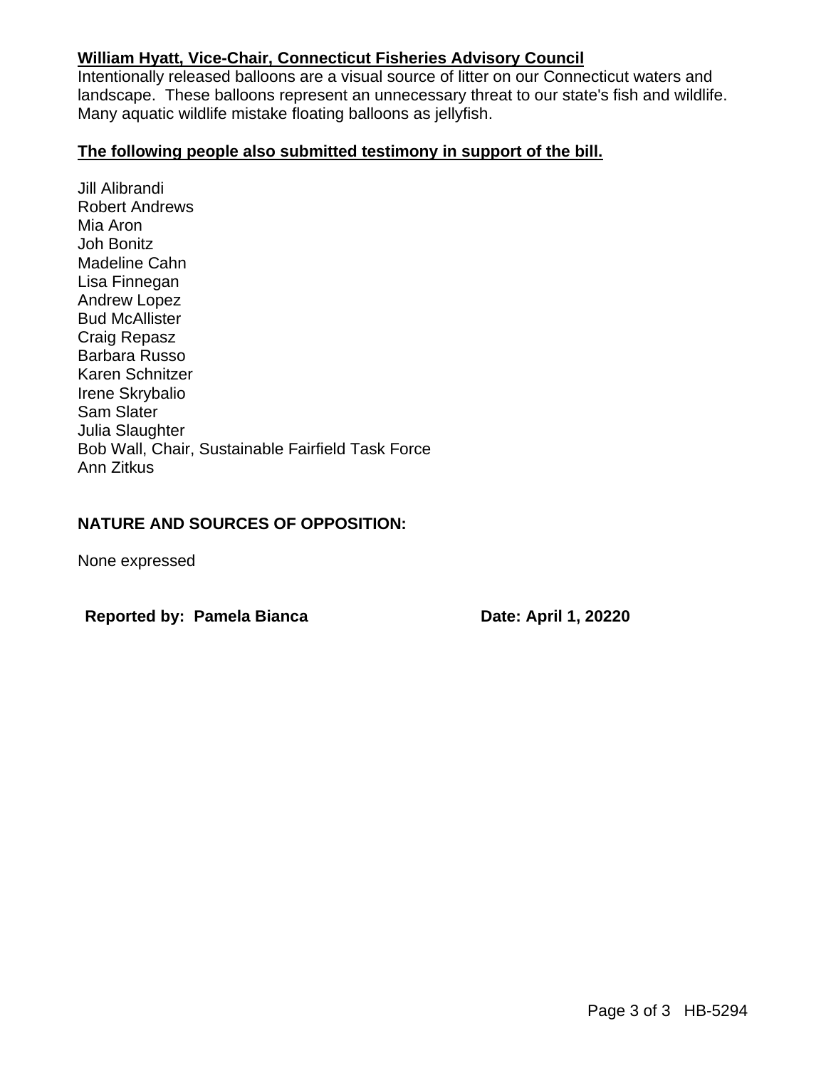**<u>William Hyatt, Vice-Chair, Connecticut Fisheries Advisory Council</u>**
Intentionally released balloons are a visual source of litter on our Connecticut waters and landscape. These balloons represent an unnecessary threat to our state's fish and wildlife. Many aquatic wildlife mistake floating balloons as jellyfish.

**<u>The following people also submitted testimony in support of the bill.</u>**

Jill Alibrandi
Robert Andrews
Mia Aron
Joh Bonitz
Madeline Cahn
Lisa Finnegan
Andrew Lopez
Bud McAllister
Craig Repasz
Barbara Russo
Karen Schnitzer
Irene Skrybalio
Sam Slater
Julia Slaughter
Bob Wall, Chair, Sustainable Fairfield Task Force
Ann Zitkus

**NATURE AND SOURCES OF OPPOSITION:**

None expressed

**Reported by: Pamela Bianca** **Date: April 1, 20220**